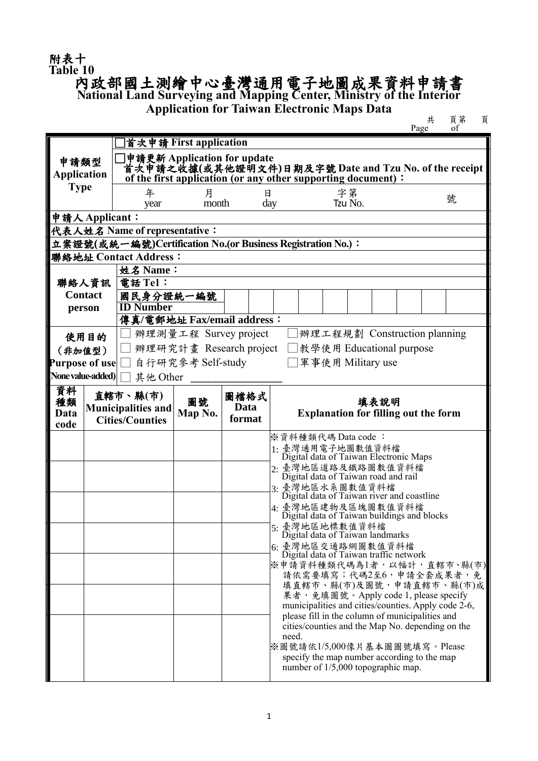附表十
Table 10

# 內政部國土測繪中心臺灣通用電子地圖成果資料申請書
## National Land Surveying and Mapping Center, Ministry of the Interior Application for Taiwan Electronic Maps Data

共　頁第　頁
Page　of

| | |
|---|---|
| 申請類型 Application Type | □首次申請 First application |
| | □申請更新 Application for update<br>首次申請之收據(或其他證明文件)日期及字號 Date and Tzu No. of the receipt of the first application (or any other supporting document)：<br>年 year　月 month　日 day　字第 Tzu No.　號 |
| 申請人 Applicant： | |
| 代表人姓名 Name of representative： | |
| 立案證號(或統一編號)Certification No.(or Business Registration No.)： | |
| 聯絡地址 Contact Address： | |
| 聯絡人資訊 Contact person | 姓名 Name： |
| | 電話 Tel： |
| | 國民身分證統一編號 ID Number |
| | 傳真/電郵地址 Fax/email address： |
| 使用目的（非加值型）Purpose of use (None value-added) | □ 辦理測量工程 Survey project　□辦理工程規劃 Construction planning<br>□ 辦理研究計畫 Research project　□教學使用 Educational purpose<br>□ 自行研究參考 Self-study　□軍事使用 Military use<br>□ 其他 Other ________________ |

| 資料種類 Data code | 直轄市、縣(市) Municipalities and Cities/Counties | 圖號 Map No. | 圖檔格式 Data format | 填表說明 Explanation for filling out the form |
|---|---|---|---|---|
| | | | | ※資料種類代碼 Data code ：<br>1: 臺灣通用電子地圖數值資料檔 Digital data of Taiwan Electronic Maps<br>2: 臺灣地區道路及鐵路圖數值資料檔 Digital data of Taiwan road and rail<br>3: 臺灣地區水系圖數值資料檔 Digital data of Taiwan river and coastline<br>4: 臺灣地區建物及區塊圖數值資料檔 Digital data of Taiwan buildings and blocks<br>5: 臺灣地區地標數值資料檔 Digital data of Taiwan landmarks<br>6: 臺灣地區交通路網圖數值資料檔 Digital data of Taiwan traffic network<br>※申請資料種類代碼為1者，以幅計，直轄市、縣(市)請依需要填寫；代碼2至6，申請全套成果者，免填直轄市、縣(市)及圖號，申請直轄市、縣(市)成果者，免填圖號。Apply code 1, please specify municipalities and cities/counties. Apply code 2-6, please fill in the column of municipalities and cities/counties and the Map No. depending on the need.<br>※圖號請依1/5,000像片基本圖圖號填寫。Please specify the map number according to the map number of 1/5,000 topographic map. |
| | | | | |
| | | | | |
| | | | | |
| | | | | |
| | | | | |
| | | | | |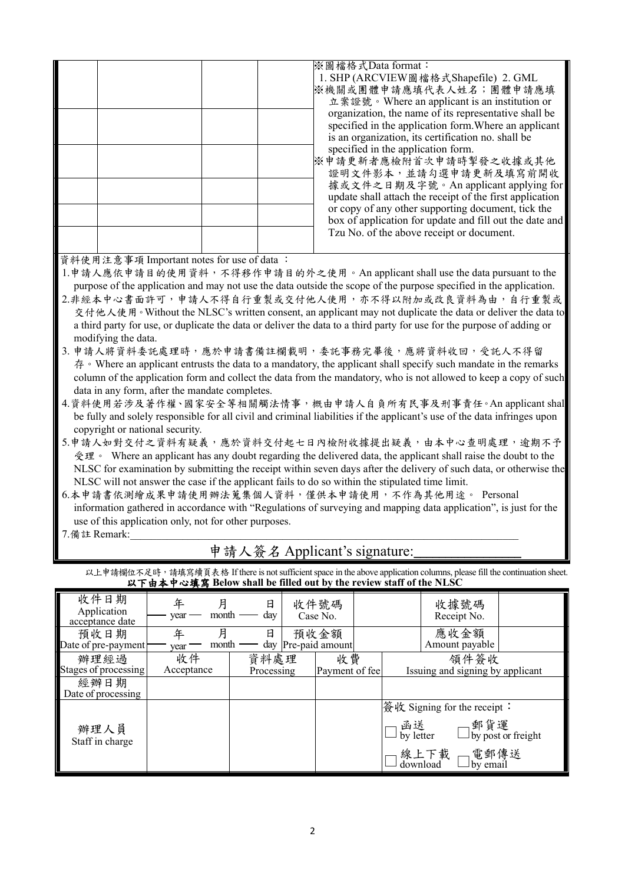| | | | |
|---|---|---|---|
| | | | ※圖檔格式Data format：<br>1. SHP (ARCVIEW圖檔格式Shapefile) 2. GML<br>※機關或團體申請應填代表人姓名；團體申請應填立案證號。Where an applicant is an institution or organization, the name of its representative shall be specified in the application form.Where an applicant is an organization, its certification no. shall be specified in the application form.<br>※申請更新者應檢附首次申請時掣發之收據或其他證明文件影本，並請勾選申請更新及填寫前開收據或文件之日期及字號。An applicant applying for update shall attach the receipt of the first application or copy of any other supporting document, tick the box of application for update and fill out the date and Tzu No. of the above receipt or document. |
| | | | |
| | | | |
| | | | |
| | | | |
| | | | |

資料使用注意事項 Important notes for use of data ：

1. 申請人應依申請目的使用資料，不得移作申請目的外之使用。An applicant shall use the data pursuant to the purpose of the application and may not use the data outside the scope of the purpose specified in the application.
2. 非經本中心書面許可，申請人不得自行重製或交付他人使用，亦不得以附加或改良資料為由，自行重製或交付他人使用。Without the NLSC's written consent, an applicant may not duplicate the data or deliver the data to a third party for use, or duplicate the data or deliver the data to a third party for use for the purpose of adding or modifying the data.
3. 申請人將資料委託處理時，應於申請書備註欄載明，委託事務完畢後，應將資料收回，受託人不得留存。Where an applicant entrusts the data to a mandatory, the applicant shall specify such mandate in the remarks column of the application form and collect the data from the mandatory, who is not allowed to keep a copy of such data in any form, after the mandate completes.
4. 資料使用若涉及著作權、國家安全等相關觸法情事，概由申請人自負所有民事及刑事責任。An applicant shall be fully and solely responsible for all civil and criminal liabilities if the applicant's use of the data infringes upon copyright or national security.
5. 申請人如對交付之資料有疑義，應於資料交付起七日內檢附收據提出疑義，由本中心查明處理，逾期不予受理。 Where an applicant has any doubt regarding the delivered data, the applicant shall raise the doubt to the NLSC for examination by submitting the receipt within seven days after the delivery of such data, or otherwise the NLSC will not answer the case if the applicant fails to do so within the stipulated time limit.
6. 本申請書依測繪成果申請使用辦法蒐集個人資料，僅供本申請使用，不作為其他用途。 Personal information gathered in accordance with "Regulations of surveying and mapping data application", is just for the use of this application only, not for other purposes.
7. 備註 Remark:\_\_\_\_\_\_\_\_\_\_\_\_\_\_\_\_\_\_\_\_\_\_\_\_\_\_\_\_\_\_\_\_\_\_\_\_\_\_\_\_

申請人簽名 Applicant's signature:\_\_\_\_\_\_\_\_\_\_\_\_\_\_\_

以上申請欄位不足時，請填寫續頁表格 If there is not sufficient space in the above application columns, please fill the continuation sheet.

**以下由本中心填寫 Below shall be filled out by the review staff of the NLSC**

| 收件日期 Application acceptance date | 年 year 月 month 日 day | | 收件號碼 Case No. | | 收據號碼 Receipt No. | |
|---|---|---|---|---|---|---|
| 預收日期 Date of pre-payment | 年 year 月 month 日 day | | 預收金額 Pre-paid amount | | 應收金額 Amount payable | |
| 辦理經過 Stages of processing | 收件 Acceptance | 資料處理 Processing | 收費 Payment of fee | 領件簽收 Issuing and signing by applicant | | |
| 經辦日期 Date of processing | | | | | | |
| 辦理人員 Staff in charge | | | | 簽收 Signing for the receipt：<br>☐ 函送 by letter ☐ 郵貨運 by post or freight<br>☐ 線上下載 download ☐ 電郵傳送 by email | | |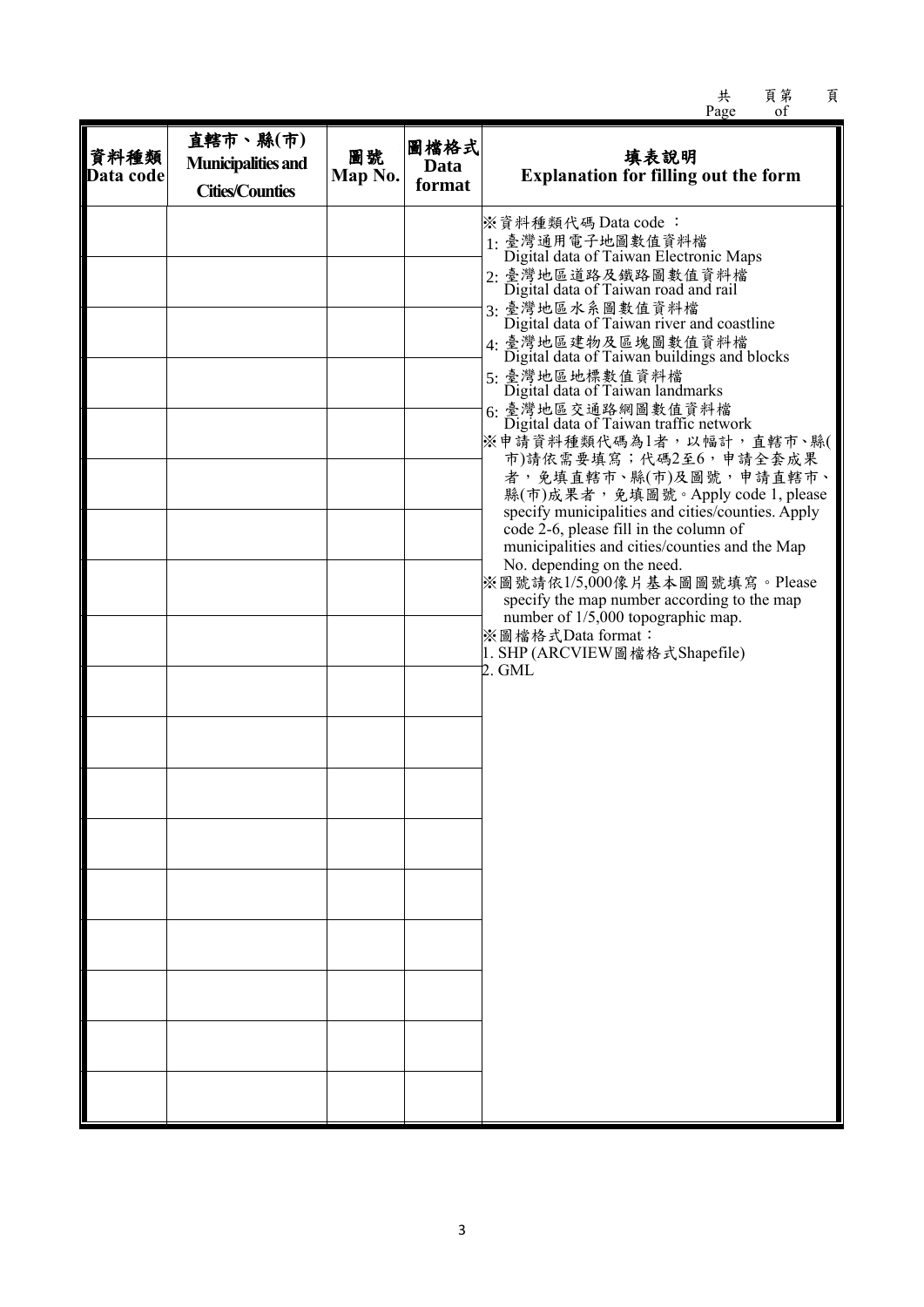共　　頁第　　頁
Page　　of

| 資料種類<br>Data code | 直轄市、縣(市)<br>Municipalities and Cities/Counties | 圖號<br>Map No. | 圖檔格式<br>Data format | 填表說明<br>Explanation for filling out the form |
|---|---|---|---|---|
| | | | | ※資料種類代碼 Data code ：<br>1: 臺灣通用電子地圖數值資料檔<br>Digital data of Taiwan Electronic Maps<br>2: 臺灣地區道路及鐵路圖數值資料檔<br>Digital data of Taiwan road and rail<br>3: 臺灣地區水系圖數值資料檔<br>Digital data of Taiwan river and coastline<br>4: 臺灣地區建物及區塊圖數值資料檔<br>Digital data of Taiwan buildings and blocks<br>5: 臺灣地區地標數值資料檔<br>Digital data of Taiwan landmarks<br>6: 臺灣地區交通路網圖數值資料檔<br>Digital data of Taiwan traffic network<br>※申請資料種類代碼為1者，以幅計，直轄市、縣(市)請依需要填寫；代碼2至6，申請全套成果者，免填直轄市、縣(市)及圖號，申請直轄市、縣(市)成果者，免填圖號。Apply code 1, please specify municipalities and cities/counties. Apply code 2-6, please fill in the column of municipalities and cities/counties and the Map No. depending on the need.<br>※圖號請依1/5,000像片基本圖圖號填寫。Please specify the map number according to the map number of 1/5,000 topographic map.<br>※圖檔格式Data format：<br>1. SHP (ARCVIEW圖檔格式Shapefile)<br>2. GML |
| | | | | |
| | | | | |
| | | | | |
| | | | | |
| | | | | |
| | | | | |
| | | | | |
| | | | | |
| | | | | |
| | | | | |
| | | | | |
| | | | | |
| | | | | |
| | | | | |
| | | | | |
| | | | | |
| | | | | |